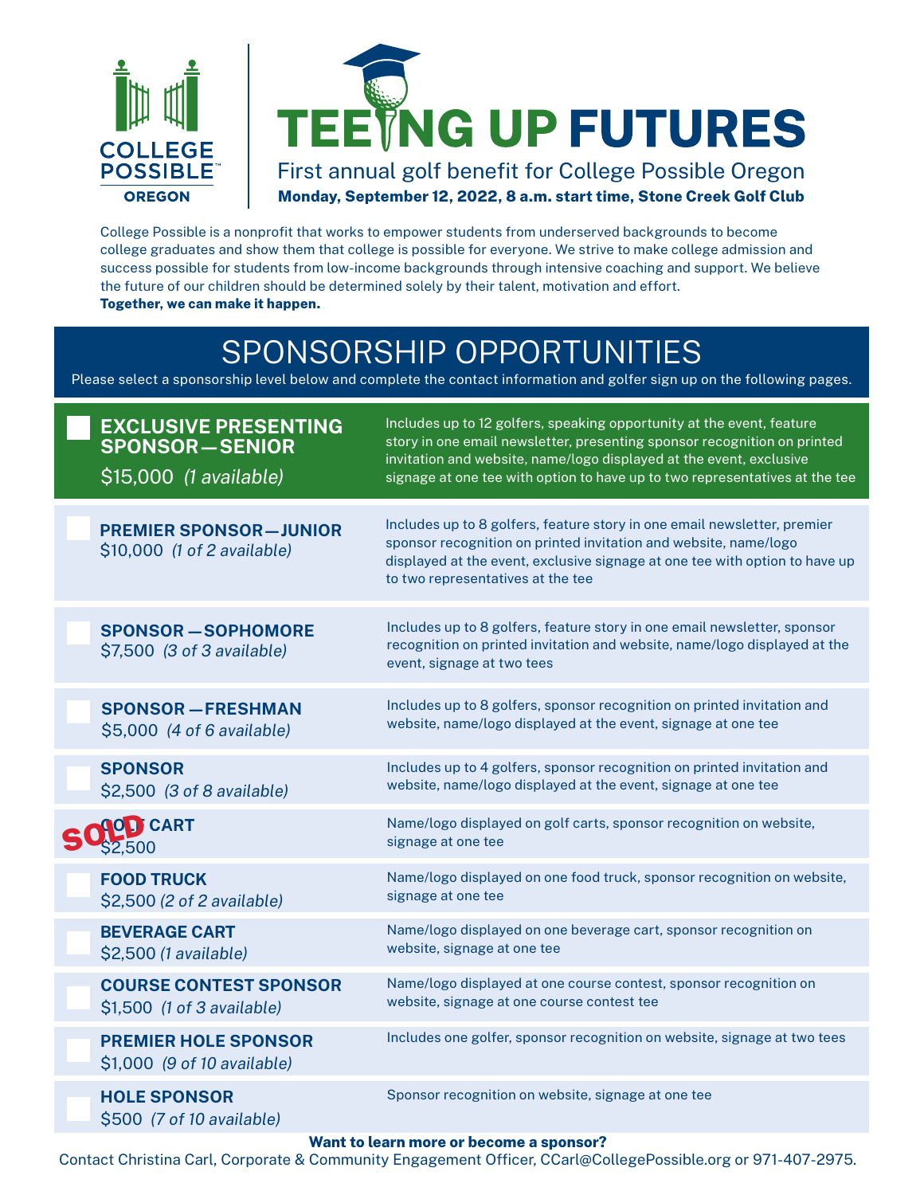COLLEGE POSSIBLE™
OREGON

# TEEING UP FUTURES

First annual golf benefit for College Possible Oregon

**Monday, September 12, 2022, 8 a.m. start time, Stone Creek Golf Club**

College Possible is a nonprofit that works to empower students from underserved backgrounds to become college graduates and show them that college is possible for everyone. We strive to make college admission and success possible for students from low-income backgrounds through intensive coaching and support. We believe the future of our children should be determined solely by their talent, motivation and effort.
**Together, we can make it happen.**

## SPONSORSHIP OPPORTUNITIES

Please select a sponsorship level below and complete the contact information and golfer sign up on the following pages.

| Sponsorship Level | Benefits |
|---|---|
| ☐ **EXCLUSIVE PRESENTING SPONSOR—SENIOR** $15,000 *(1 available)* | Includes up to 12 golfers, speaking opportunity at the event, feature story in one email newsletter, presenting sponsor recognition on printed invitation and website, name/logo displayed at the event, exclusive signage at one tee with option to have up to two representatives at the tee |
| ☐ **PREMIER SPONSOR—JUNIOR** $10,000 *(1 of 2 available)* | Includes up to 8 golfers, feature story in one email newsletter, premier sponsor recognition on printed invitation and website, name/logo displayed at the event, exclusive signage at one tee with option to have up to two representatives at the tee |
| ☐ **SPONSOR—SOPHOMORE** $7,500 *(3 of 3 available)* | Includes up to 8 golfers, feature story in one email newsletter, sponsor recognition on printed invitation and website, name/logo displayed at the event, signage at two tees |
| ☐ **SPONSOR—FRESHMAN** $5,000 *(4 of 6 available)* | Includes up to 8 golfers, sponsor recognition on printed invitation and website, name/logo displayed at the event, signage at one tee |
| ☐ **SPONSOR** $2,500 *(3 of 8 available)* | Includes up to 4 golfers, sponsor recognition on printed invitation and website, name/logo displayed at the event, signage at one tee |
| SOLD **GOLF CART** $2,500 | Name/logo displayed on golf carts, sponsor recognition on website, signage at one tee |
| ☐ **FOOD TRUCK** $2,500 *(2 of 2 available)* | Name/logo displayed on one food truck, sponsor recognition on website, signage at one tee |
| ☐ **BEVERAGE CART** $2,500 *(1 available)* | Name/logo displayed on one beverage cart, sponsor recognition on website, signage at one tee |
| ☐ **COURSE CONTEST SPONSOR** $1,500 *(1 of 3 available)* | Name/logo displayed at one course contest, sponsor recognition on website, signage at one course contest tee |
| ☐ **PREMIER HOLE SPONSOR** $1,000 *(9 of 10 available)* | Includes one golfer, sponsor recognition on website, signage at two tees |
| ☐ **HOLE SPONSOR** $500 *(7 of 10 available)* | Sponsor recognition on website, signage at one tee |

**Want to learn more or become a sponsor?**
Contact Christina Carl, Corporate & Community Engagement Officer, CCarl@CollegePossible.org or 971-407-2975.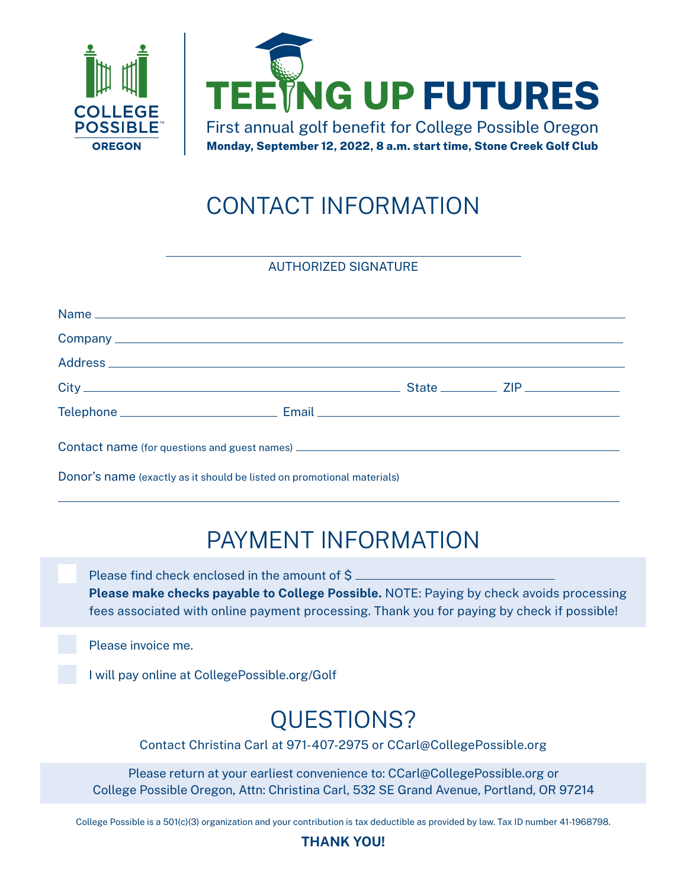COLLEGE POSSIBLE™
OREGON

# TEEING UP FUTURES

First annual golf benefit for College Possible Oregon

**Monday, September 12, 2022, 8 a.m. start time, Stone Creek Golf Club**

## CONTACT INFORMATION

\_\_\_\_\_\_\_\_\_\_\_\_\_\_\_\_\_\_\_\_\_\_\_\_\_\_\_\_\_\_\_\_\_\_\_\_\_\_\_\_

AUTHORIZED SIGNATURE

Name \_\_\_\_\_\_\_\_\_\_\_\_\_\_\_\_\_\_\_\_\_\_\_\_\_\_\_\_\_\_\_\_\_\_\_\_\_\_\_\_

Company \_\_\_\_\_\_\_\_\_\_\_\_\_\_\_\_\_\_\_\_\_\_\_\_\_\_\_\_\_\_\_\_\_\_\_\_\_\_\_\_

Address \_\_\_\_\_\_\_\_\_\_\_\_\_\_\_\_\_\_\_\_\_\_\_\_\_\_\_\_\_\_\_\_\_\_\_\_\_\_\_\_

City \_\_\_\_\_\_\_\_\_\_\_\_\_\_\_\_\_\_\_\_ State \_\_\_\_\_\_\_\_ ZIP \_\_\_\_\_\_\_\_\_\_

Telephone \_\_\_\_\_\_\_\_\_\_\_\_\_\_\_\_\_\_ Email \_\_\_\_\_\_\_\_\_\_\_\_\_\_\_\_\_\_\_\_\_\_\_\_

Contact name (for questions and guest names) \_\_\_\_\_\_\_\_\_\_\_\_\_\_\_\_\_\_\_\_\_\_\_\_

Donor's name (exactly as it should be listed on promotional materials)

\_\_\_\_\_\_\_\_\_\_\_\_\_\_\_\_\_\_\_\_\_\_\_\_\_\_\_\_\_\_\_\_\_\_\_\_\_\_\_\_

## PAYMENT INFORMATION

- [ ] Please find check enclosed in the amount of $ \_\_\_\_\_\_\_\_\_\_\_\_\_\_\_\_\_\_\_\_
  **Please make checks payable to College Possible.** NOTE: Paying by check avoids processing fees associated with online payment processing. Thank you for paying by check if possible!
- [ ] Please invoice me.
- [ ] I will pay online at CollegePossible.org/Golf

## QUESTIONS?

Contact Christina Carl at 971-407-2975 or CCarl@CollegePossible.org

Please return at your earliest convenience to: CCarl@CollegePossible.org or
College Possible Oregon, Attn: Christina Carl, 532 SE Grand Avenue, Portland, OR 97214

College Possible is a 501(c)(3) organization and your contribution is tax deductible as provided by law. Tax ID number 41-1968798.

**THANK YOU!**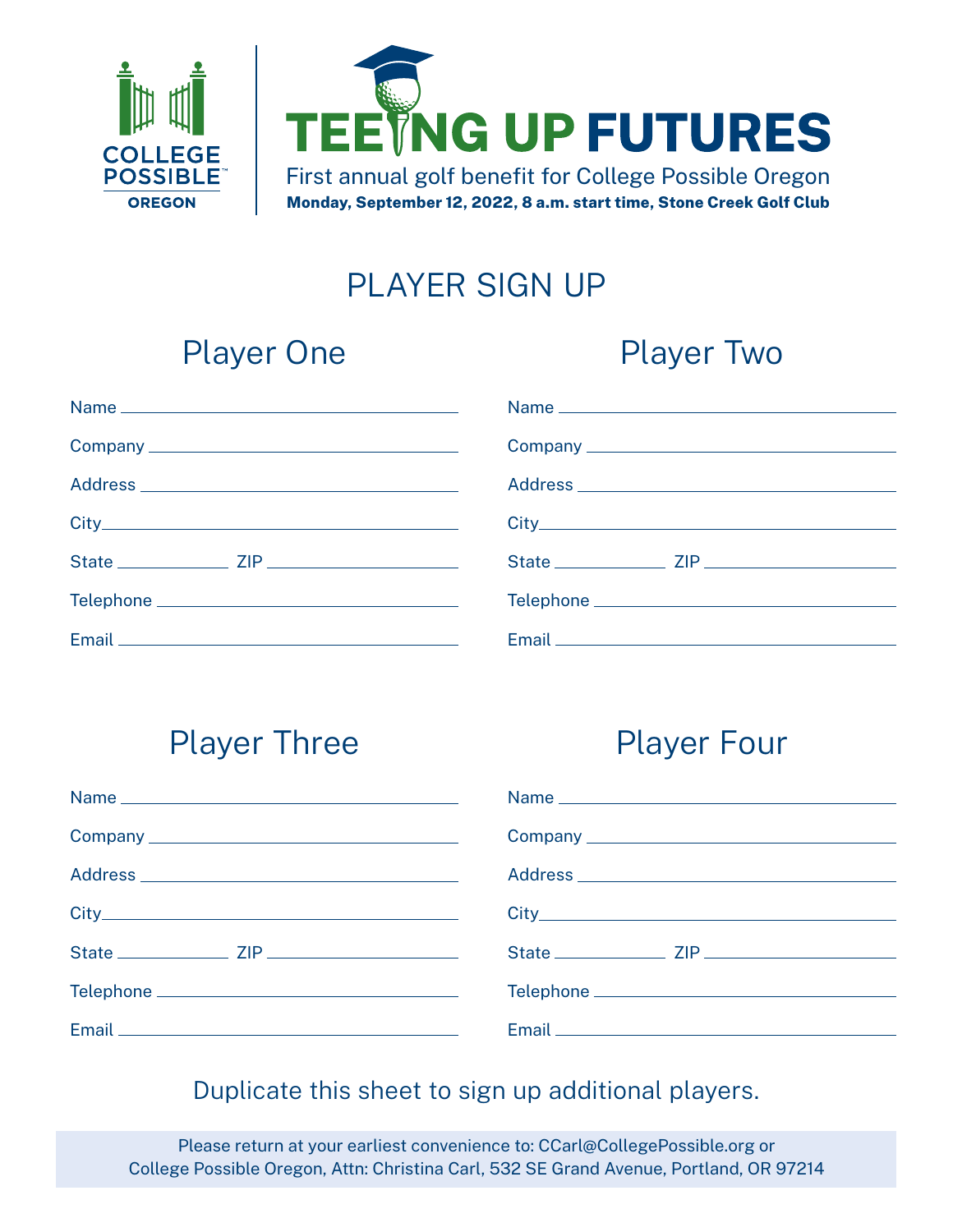COLLEGE POSSIBLE™
OREGON

# TEEING UP FUTURES

First annual golf benefit for College Possible Oregon

**Monday, September 12, 2022, 8 a.m. start time, Stone Creek Golf Club**

## PLAYER SIGN UP

### Player One

Name ______________________________

Company ______________________________

Address ______________________________

City ______________________________

State __________ ZIP ______________

Telephone ______________________________

Email ______________________________

### Player Two

Name ______________________________

Company ______________________________

Address ______________________________

City ______________________________

State __________ ZIP ______________

Telephone ______________________________

Email ______________________________

### Player Three

Name ______________________________

Company ______________________________

Address ______________________________

City ______________________________

State __________ ZIP ______________

Telephone ______________________________

Email ______________________________

### Player Four

Name ______________________________

Company ______________________________

Address ______________________________

City ______________________________

State __________ ZIP ______________

Telephone ______________________________

Email ______________________________

Duplicate this sheet to sign up additional players.

Please return at your earliest convenience to: CCarl@CollegePossible.org or
College Possible Oregon, Attn: Christina Carl, 532 SE Grand Avenue, Portland, OR 97214